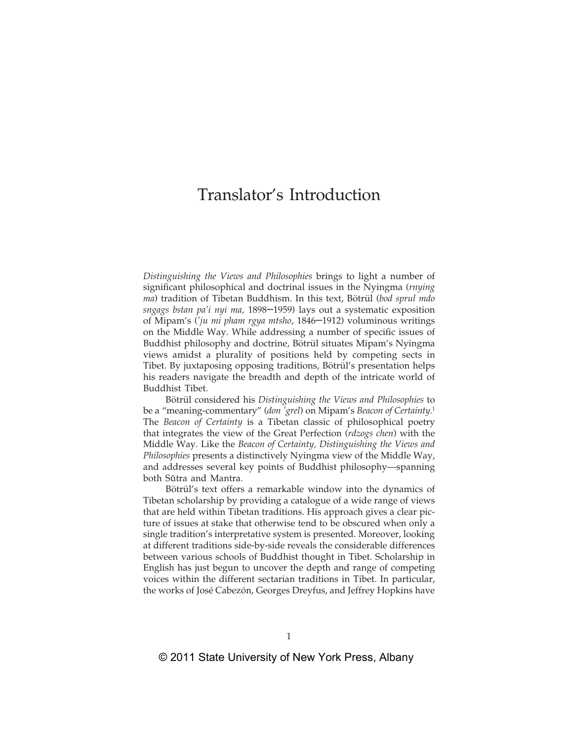# Translator's Introduction

*Distinguishing the Views and Philosophies* brings to light a number of significant philosophical and doctrinal issues in the Nyingma (*rnying ma*) tradition of Tibetan Buddhism. In this text, Bötrül (*bod sprul mdo sngags bstan pa'i nyi ma,* 1898–1959) lays out a systematic exposition of Mipam's (*'ju mi pham rgya mtsho*, 1846–1912) voluminous writings on the Middle Way. While addressing a number of specific issues of Buddhist philosophy and doctrine, Bötrül situates Mipam's Nyingma views amidst a plurality of positions held by competing sects in Tibet. By juxtaposing opposing traditions, Bötrül's presentation helps his readers navigate the breadth and depth of the intricate world of Buddhist Tibet.

Bötrül considered his *Distinguishing the Views and Philosophies* to be a "meaning-commentary" (*don 'grel*) on Mipam's *Beacon of Certainty*.[1] The *Beacon of Certainty* is a Tibetan classic of philosophical poetry that integrates the view of the Great Perfection (*rdzogs chen*) with the Middle Way. Like the *Beacon of Certainty, Distinguishing the Views and Philosophies* presents a distinctively Nyingma view of the Middle Way, and addresses several key points of Buddhist philosophy—spanning both Sūtra and Mantra.

Bötrül's text offers a remarkable window into the dynamics of Tibetan scholarship by providing a catalogue of a wide range of views that are held within Tibetan traditions. His approach gives a clear picture of issues at stake that otherwise tend to be obscured when only a single tradition's interpretative system is presented. Moreover, looking at different traditions side-by-side reveals the considerable differences between various schools of Buddhist thought in Tibet. Scholarship in English has just begun to uncover the depth and range of competing voices within the different sectarian traditions in Tibet. In particular, the works of José Cabezón, Georges Dreyfus, and Jeffrey Hopkins have

© 2011 State University of New York Press, Albany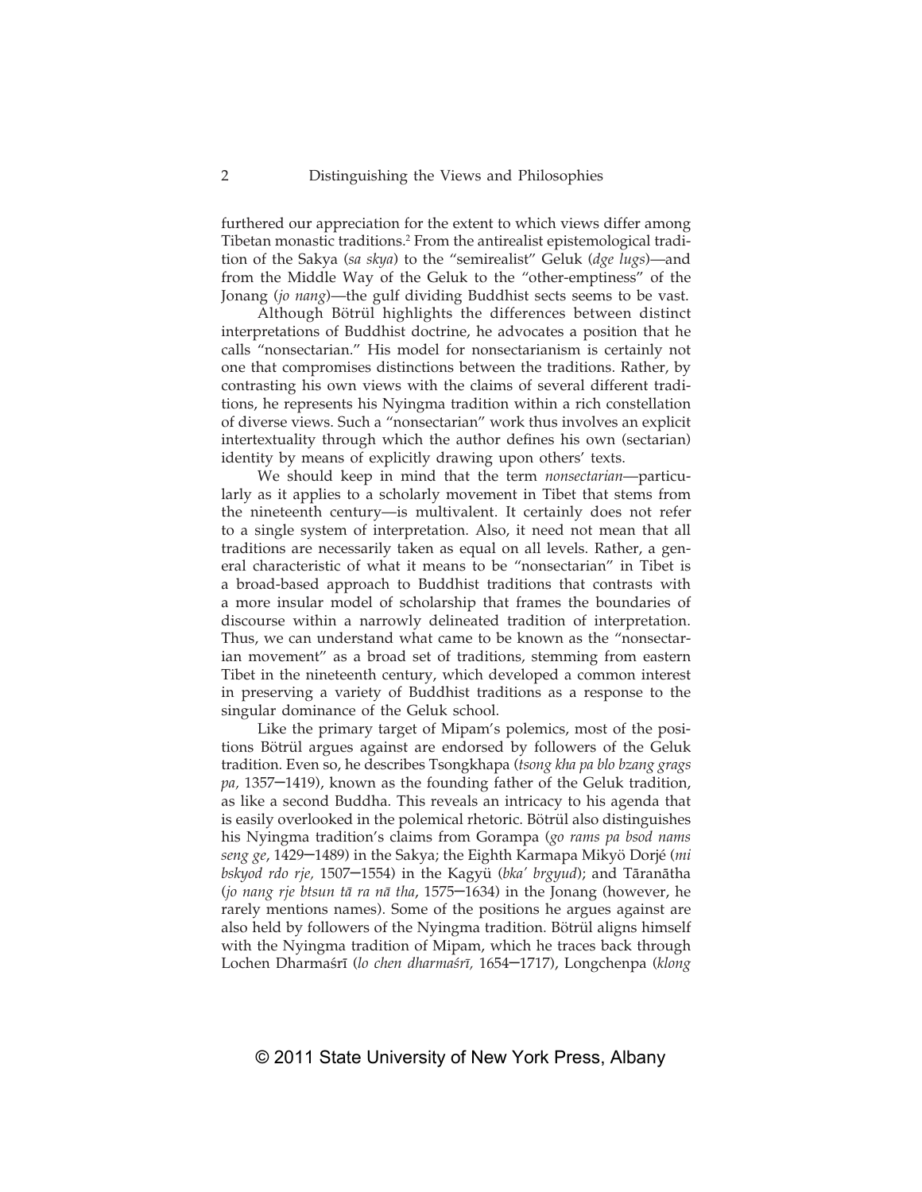furthered our appreciation for the extent to which views differ among Tibetan monastic traditions.[2] From the antirealist epistemological tradition of the Sakya (*sa skya*) to the "semirealist" Geluk (*dge lugs*)—and from the Middle Way of the Geluk to the "other-emptiness" of the Jonang (*jo nang*)—the gulf dividing Buddhist sects seems to be vast.

Although Bötrül highlights the differences between distinct interpretations of Buddhist doctrine, he advocates a position that he calls "nonsectarian." His model for nonsectarianism is certainly not one that compromises distinctions between the traditions. Rather, by contrasting his own views with the claims of several different traditions, he represents his Nyingma tradition within a rich constellation of diverse views. Such a "nonsectarian" work thus involves an explicit intertextuality through which the author defines his own (sectarian) identity by means of explicitly drawing upon others' texts.

We should keep in mind that the term *nonsectarian*—particularly as it applies to a scholarly movement in Tibet that stems from the nineteenth century—is multivalent. It certainly does not refer to a single system of interpretation. Also, it need not mean that all traditions are necessarily taken as equal on all levels. Rather, a general characteristic of what it means to be "nonsectarian" in Tibet is a broad-based approach to Buddhist traditions that contrasts with a more insular model of scholarship that frames the boundaries of discourse within a narrowly delineated tradition of interpretation. Thus, we can understand what came to be known as the "nonsectarian movement" as a broad set of traditions, stemming from eastern Tibet in the nineteenth century, which developed a common interest in preserving a variety of Buddhist traditions as a response to the singular dominance of the Geluk school.

Like the primary target of Mipam's polemics, most of the positions Bötrül argues against are endorsed by followers of the Geluk tradition. Even so, he describes Tsongkhapa (*tsong kha pa blo bzang grags pa,* 1357–1419), known as the founding father of the Geluk tradition, as like a second Buddha. This reveals an intricacy to his agenda that is easily overlooked in the polemical rhetoric. Bötrül also distinguishes his Nyingma tradition's claims from Gorampa (*go rams pa bsod nams seng ge*, 1429–1489) in the Sakya; the Eighth Karmapa Mikyö Dorjé (*mi bskyod rdo rje,* 1507–1554) in the Kagyü (*bka' brgyud*); and Tāranātha (*jo nang rje btsun tā ra nā tha*, 1575–1634) in the Jonang (however, he rarely mentions names). Some of the positions he argues against are also held by followers of the Nyingma tradition. Bötrül aligns himself with the Nyingma tradition of Mipam, which he traces back through Lochen Dharmaśrī (*lo chen dharmaśrī,* 1654–1717), Longchenpa (*klong*

© 2011 State University of New York Press, Albany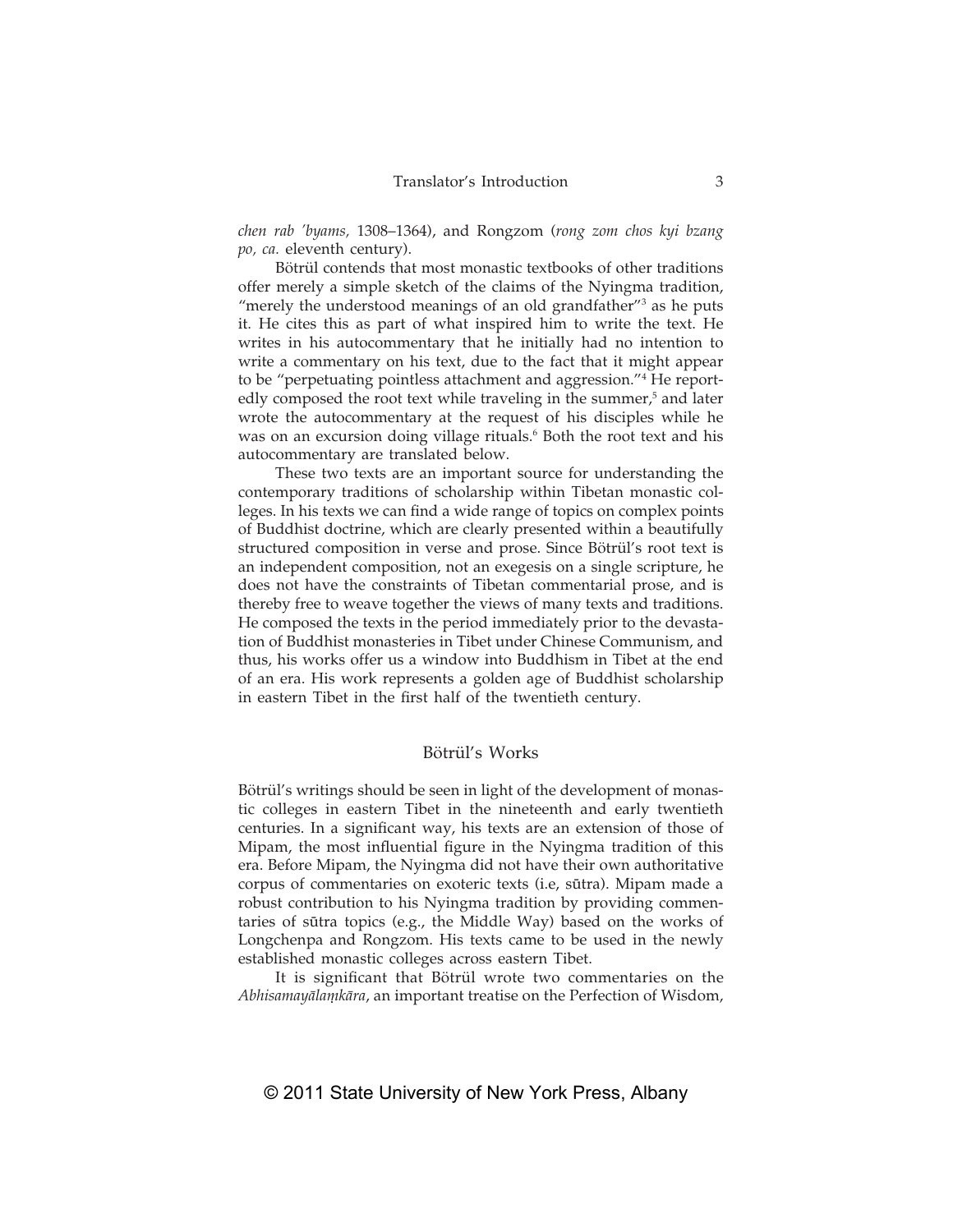*chen rab 'byams,* 1308–1364), and Rongzom (*rong zom chos kyi bzang po, ca.* eleventh century).

Bötrül contends that most monastic textbooks of other traditions offer merely a simple sketch of the claims of the Nyingma tradition, "merely the understood meanings of an old grandfather"[3] as he puts it. He cites this as part of what inspired him to write the text. He writes in his autocommentary that he initially had no intention to write a commentary on his text, due to the fact that it might appear to be "perpetuating pointless attachment and aggression."[4] He reportedly composed the root text while traveling in the summer,[5] and later wrote the autocommentary at the request of his disciples while he was on an excursion doing village rituals.[6] Both the root text and his autocommentary are translated below.

These two texts are an important source for understanding the contemporary traditions of scholarship within Tibetan monastic colleges. In his texts we can find a wide range of topics on complex points of Buddhist doctrine, which are clearly presented within a beautifully structured composition in verse and prose. Since Bötrül's root text is an independent composition, not an exegesis on a single scripture, he does not have the constraints of Tibetan commentarial prose, and is thereby free to weave together the views of many texts and traditions. He composed the texts in the period immediately prior to the devastation of Buddhist monasteries in Tibet under Chinese Communism, and thus, his works offer us a window into Buddhism in Tibet at the end of an era. His work represents a golden age of Buddhist scholarship in eastern Tibet in the first half of the twentieth century.

## Bötrül's Works

Bötrül's writings should be seen in light of the development of monastic colleges in eastern Tibet in the nineteenth and early twentieth centuries. In a significant way, his texts are an extension of those of Mipam, the most influential figure in the Nyingma tradition of this era. Before Mipam, the Nyingma did not have their own authoritative corpus of commentaries on exoteric texts (i.e, sūtra). Mipam made a robust contribution to his Nyingma tradition by providing commentaries of sūtra topics (e.g., the Middle Way) based on the works of Longchenpa and Rongzom. His texts came to be used in the newly established monastic colleges across eastern Tibet.

It is significant that Bötrül wrote two commentaries on the *Abhisamayālaṃkāra*, an important treatise on the Perfection of Wisdom,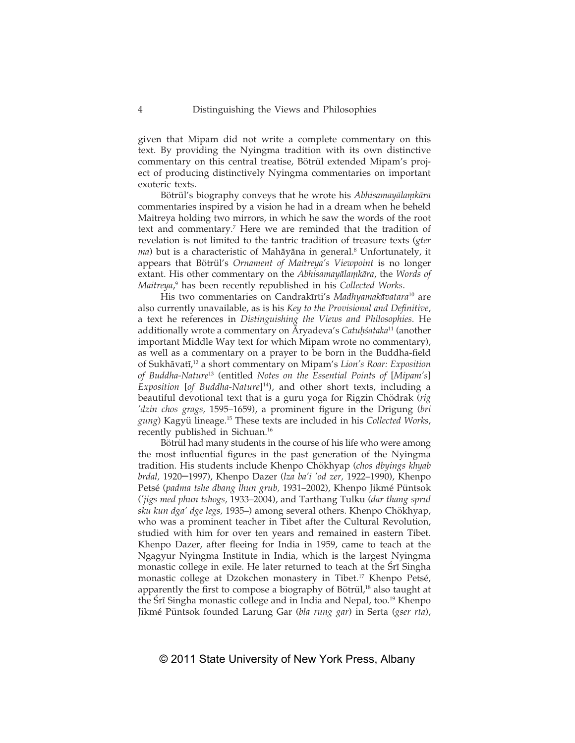given that Mipam did not write a complete commentary on this text. By providing the Nyingma tradition with its own distinctive commentary on this central treatise, Bötrül extended Mipam's project of producing distinctively Nyingma commentaries on important exoteric texts.

Bötrül's biography conveys that he wrote his *Abhisamayālaṃkāra* commentaries inspired by a vision he had in a dream when he beheld Maitreya holding two mirrors, in which he saw the words of the root text and commentary.[7] Here we are reminded that the tradition of revelation is not limited to the tantric tradition of treasure texts (*gter ma*) but is a characteristic of Mahāyāna in general.[8] Unfortunately, it appears that Bötrül's *Ornament of Maitreya's Viewpoint* is no longer extant. His other commentary on the *Abhisamayālaṃkāra*, the *Words of Maitreya*,[9] has been recently republished in his *Collected Works*.

His two commentaries on Candrakīrti's *Madhyamakāvatara*[10] are also currently unavailable, as is his *Key to the Provisional and Definitive*, a text he references in *Distinguishing the Views and Philosophies*. He additionally wrote a commentary on Āryadeva's *Catuḥśataka*[11] (another important Middle Way text for which Mipam wrote no commentary), as well as a commentary on a prayer to be born in the Buddha-field of Sukhāvatī,[12] a short commentary on Mipam's *Lion's Roar: Exposition of Buddha-Nature*[13] (entitled *Notes on the Essential Points of* [*Mipam's*] *Exposition* [*of Buddha-Nature*][14]), and other short texts, including a beautiful devotional text that is a guru yoga for Rigzin Chödrak (*rig 'dzin chos grags,* 1595–1659), a prominent figure in the Drigung (*bri gung*) Kagyü lineage.[15] These texts are included in his *Collected Works*, recently published in Sichuan.[16]

Bötrül had many students in the course of his life who were among the most influential figures in the past generation of the Nyingma tradition. His students include Khenpo Chökhyap (*chos dbyings khyab brdal,* 1920–1997), Khenpo Dazer (*lza ba'i 'od zer,* 1922–1990), Khenpo Petsé (*padma tshe dbang lhun grub,* 1931–2002), Khenpo Jikmé Püntsok (*'jigs med phun tshogs,* 1933–2004), and Tarthang Tulku (*dar thang sprul sku kun dga' dge legs,* 1935–) among several others. Khenpo Chökhyap, who was a prominent teacher in Tibet after the Cultural Revolution, studied with him for over ten years and remained in eastern Tibet. Khenpo Dazer, after fleeing for India in 1959, came to teach at the Ngagyur Nyingma Institute in India, which is the largest Nyingma monastic college in exile. He later returned to teach at the Śrī Singha monastic college at Dzokchen monastery in Tibet.[17] Khenpo Petsé, apparently the first to compose a biography of Bötrül,[18] also taught at the Śrī Singha monastic college and in India and Nepal, too.[19] Khenpo Jikmé Püntsok founded Larung Gar (*bla rung gar*) in Serta (*gser rta*),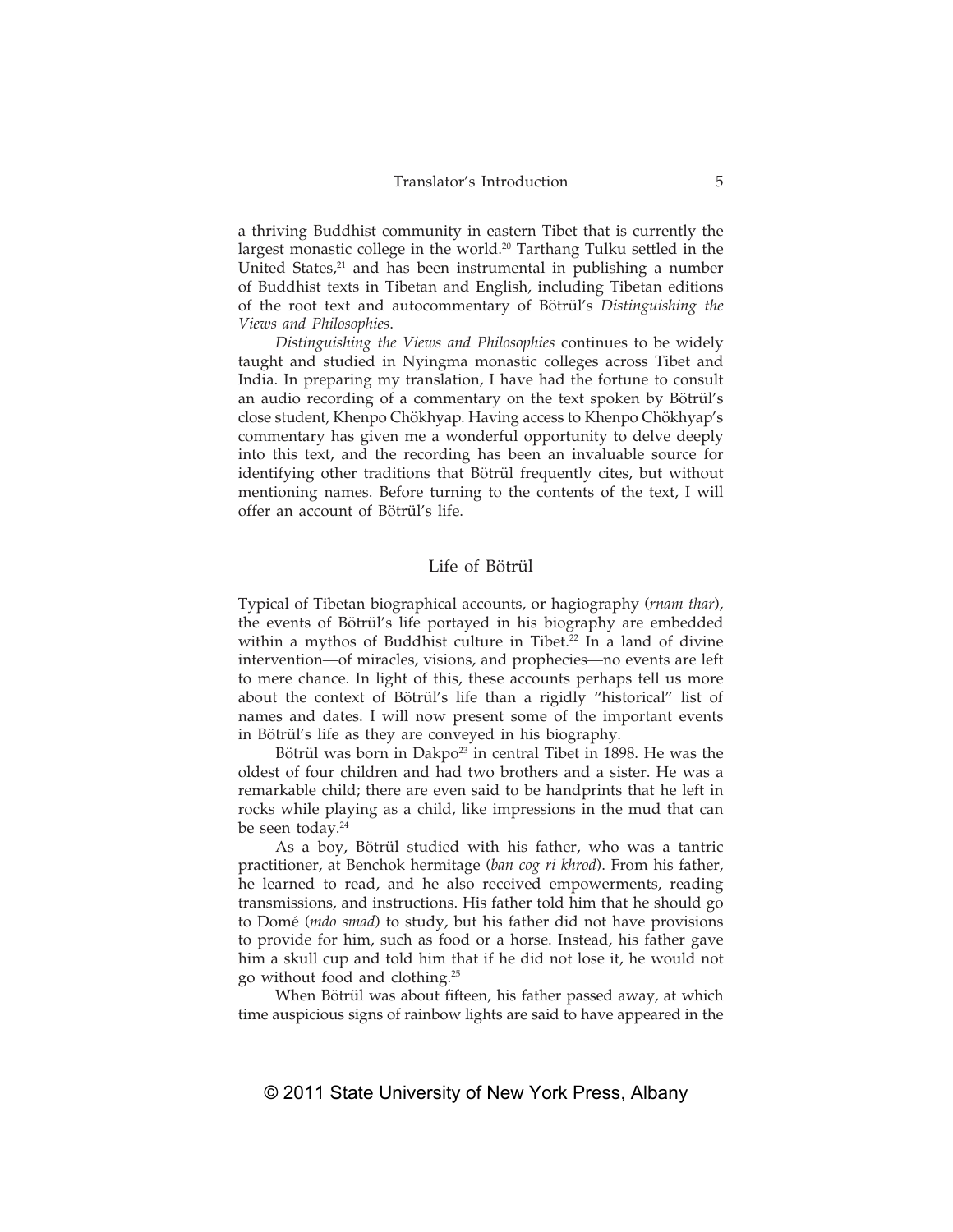a thriving Buddhist community in eastern Tibet that is currently the largest monastic college in the world.[20] Tarthang Tulku settled in the United States,[21] and has been instrumental in publishing a number of Buddhist texts in Tibetan and English, including Tibetan editions of the root text and autocommentary of Bötrül's *Distinguishing the Views and Philosophies*.

*Distinguishing the Views and Philosophies* continues to be widely taught and studied in Nyingma monastic colleges across Tibet and India. In preparing my translation, I have had the fortune to consult an audio recording of a commentary on the text spoken by Bötrül's close student, Khenpo Chökhyap. Having access to Khenpo Chökhyap's commentary has given me a wonderful opportunity to delve deeply into this text, and the recording has been an invaluable source for identifying other traditions that Bötrül frequently cites, but without mentioning names. Before turning to the contents of the text, I will offer an account of Bötrül's life.

## Life of Bötrül

Typical of Tibetan biographical accounts, or hagiography (*rnam thar*), the events of Bötrül's life portayed in his biography are embedded within a mythos of Buddhist culture in Tibet.[22] In a land of divine intervention—of miracles, visions, and prophecies—no events are left to mere chance. In light of this, these accounts perhaps tell us more about the context of Bötrül's life than a rigidly "historical" list of names and dates. I will now present some of the important events in Bötrül's life as they are conveyed in his biography.

Bötrül was born in Dakpo[23] in central Tibet in 1898. He was the oldest of four children and had two brothers and a sister. He was a remarkable child; there are even said to be handprints that he left in rocks while playing as a child, like impressions in the mud that can be seen today.[24]

As a boy, Bötrül studied with his father, who was a tantric practitioner, at Benchok hermitage (*ban cog ri khrod*). From his father, he learned to read, and he also received empowerments, reading transmissions, and instructions. His father told him that he should go to Domé (*mdo smad*) to study, but his father did not have provisions to provide for him, such as food or a horse. Instead, his father gave him a skull cup and told him that if he did not lose it, he would not go without food and clothing.[25]

When Bötrül was about fifteen, his father passed away, at which time auspicious signs of rainbow lights are said to have appeared in the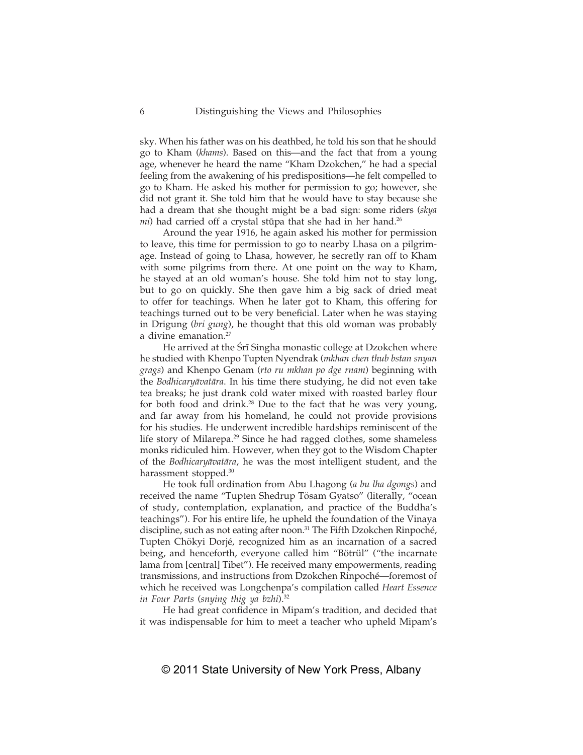sky. When his father was on his deathbed, he told his son that he should go to Kham (*khams*). Based on this—and the fact that from a young age, whenever he heard the name "Kham Dzokchen," he had a special feeling from the awakening of his predispositions—he felt compelled to go to Kham. He asked his mother for permission to go; however, she did not grant it. She told him that he would have to stay because she had a dream that she thought might be a bad sign: some riders (*skya mi*) had carried off a crystal stūpa that she had in her hand.[26]

Around the year 1916, he again asked his mother for permission to leave, this time for permission to go to nearby Lhasa on a pilgrimage. Instead of going to Lhasa, however, he secretly ran off to Kham with some pilgrims from there. At one point on the way to Kham, he stayed at an old woman's house. She told him not to stay long, but to go on quickly. She then gave him a big sack of dried meat to offer for teachings. When he later got to Kham, this offering for teachings turned out to be very beneficial. Later when he was staying in Drigung (*bri gung*), he thought that this old woman was probably a divine emanation.[27]

He arrived at the Śrī Singha monastic college at Dzokchen where he studied with Khenpo Tupten Nyendrak (*mkhan chen thub bstan snyan grags*) and Khenpo Genam (*rto ru mkhan po dge rnam*) beginning with the *Bodhicaryāvatāra*. In his time there studying, he did not even take tea breaks; he just drank cold water mixed with roasted barley flour for both food and drink.[28] Due to the fact that he was very young, and far away from his homeland, he could not provide provisions for his studies. He underwent incredible hardships reminiscent of the life story of Milarepa.[29] Since he had ragged clothes, some shameless monks ridiculed him. However, when they got to the Wisdom Chapter of the *Bodhicaryāvatāra*, he was the most intelligent student, and the harassment stopped.[30]

He took full ordination from Abu Lhagong (*a bu lha dgongs*) and received the name "Tupten Shedrup Tösam Gyatso" (literally, "ocean of study, contemplation, explanation, and practice of the Buddha's teachings"). For his entire life, he upheld the foundation of the Vinaya discipline, such as not eating after noon.[31] The Fifth Dzokchen Rinpoché, Tupten Chökyi Dorjé, recognized him as an incarnation of a sacred being, and henceforth, everyone called him "Bötrül" ("the incarnate lama from [central] Tibet"). He received many empowerments, reading transmissions, and instructions from Dzokchen Rinpoché—foremost of which he received was Longchenpa's compilation called *Heart Essence in Four Parts* (*snying thig ya bzhi*).[32]

He had great confidence in Mipam's tradition, and decided that it was indispensable for him to meet a teacher who upheld Mipam's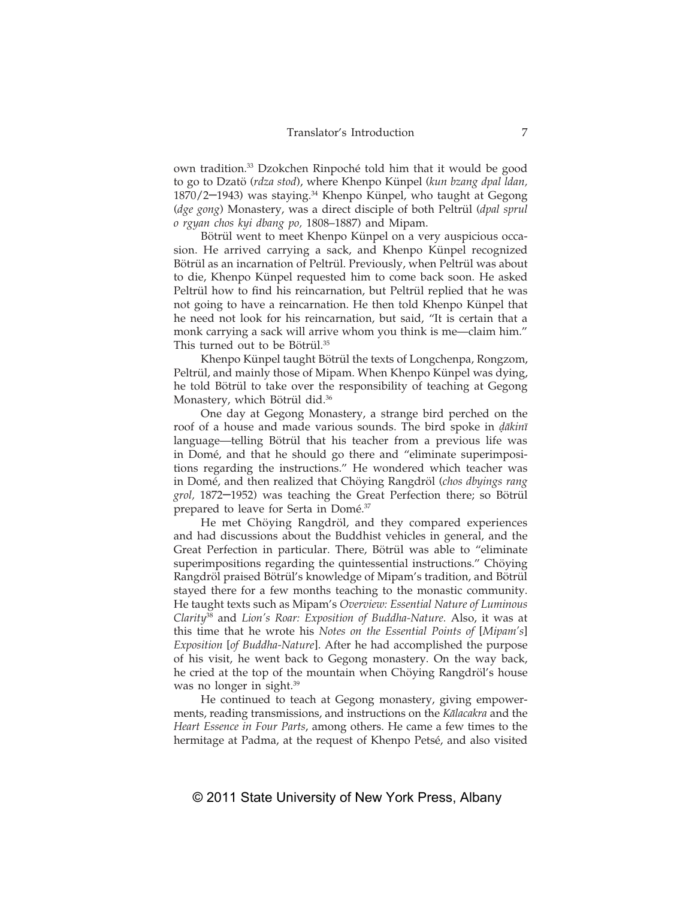own tradition.[33] Dzokchen Rinpoché told him that it would be good to go to Dzatö (*rdza stod*), where Khenpo Künpel (*kun bzang dpal ldan,* 1870/2–1943) was staying.[34] Khenpo Künpel, who taught at Gegong (*dge gong*) Monastery, was a direct disciple of both Peltrül (*dpal sprul o rgyan chos kyi dbang po,* 1808–1887) and Mipam.

Bötrül went to meet Khenpo Künpel on a very auspicious occasion. He arrived carrying a sack, and Khenpo Künpel recognized Bötrül as an incarnation of Peltrül. Previously, when Peltrül was about to die, Khenpo Künpel requested him to come back soon. He asked Peltrül how to find his reincarnation, but Peltrül replied that he was not going to have a reincarnation. He then told Khenpo Künpel that he need not look for his reincarnation, but said, "It is certain that a monk carrying a sack will arrive whom you think is me—claim him." This turned out to be Bötrül.[35]

Khenpo Künpel taught Bötrül the texts of Longchenpa, Rongzom, Peltrül, and mainly those of Mipam. When Khenpo Künpel was dying, he told Bötrül to take over the responsibility of teaching at Gegong Monastery, which Bötrül did.[36]

One day at Gegong Monastery, a strange bird perched on the roof of a house and made various sounds. The bird spoke in *ḍākinī* language—telling Bötrül that his teacher from a previous life was in Domé, and that he should go there and "eliminate superimpositions regarding the instructions." He wondered which teacher was in Domé, and then realized that Chöying Rangdröl (*chos dbyings rang grol,* 1872–1952) was teaching the Great Perfection there; so Bötrül prepared to leave for Serta in Domé.[37]

He met Chöying Rangdröl, and they compared experiences and had discussions about the Buddhist vehicles in general, and the Great Perfection in particular. There, Bötrül was able to "eliminate superimpositions regarding the quintessential instructions." Chöying Rangdröl praised Bötrül's knowledge of Mipam's tradition, and Bötrül stayed there for a few months teaching to the monastic community. He taught texts such as Mipam's *Overview: Essential Nature of Luminous Clarity*[38] and *Lion's Roar: Exposition of Buddha-Nature.* Also, it was at this time that he wrote his *Notes on the Essential Points of* [*Mipam's*] *Exposition* [*of Buddha-Nature*]. After he had accomplished the purpose of his visit, he went back to Gegong monastery. On the way back, he cried at the top of the mountain when Chöying Rangdröl's house was no longer in sight.[39]

He continued to teach at Gegong monastery, giving empowerments, reading transmissions, and instructions on the *Kālacakra* and the *Heart Essence in Four Parts*, among others. He came a few times to the hermitage at Padma, at the request of Khenpo Petsé, and also visited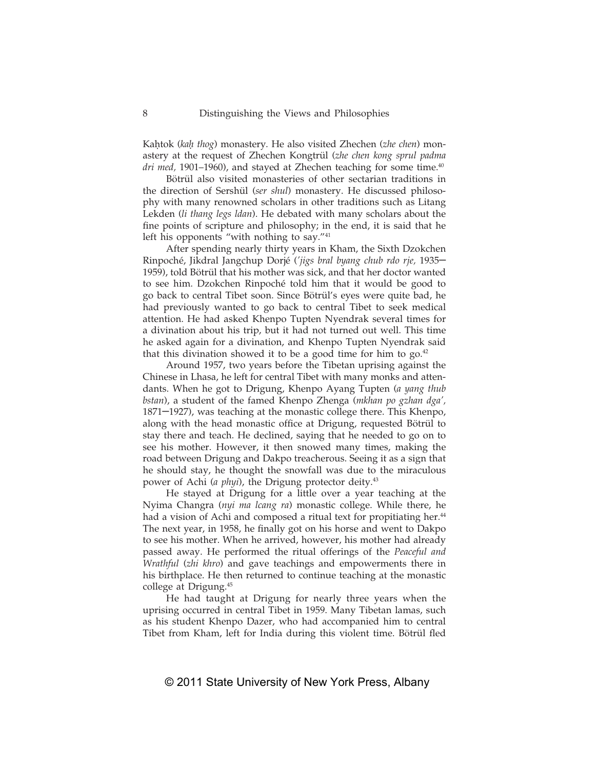Kaḥtok (*kaḥ thog*) monastery. He also visited Zhechen (*zhe chen*) monastery at the request of Zhechen Kongtrül (*zhe chen kong sprul padma dri med,* 1901–1960), and stayed at Zhechen teaching for some time.[40]

Bötrül also visited monasteries of other sectarian traditions in the direction of Sershül (*ser shul*) monastery. He discussed philosophy with many renowned scholars in other traditions such as Litang Lekden (*li thang legs ldan*). He debated with many scholars about the fine points of scripture and philosophy; in the end, it is said that he left his opponents "with nothing to say."[41]

After spending nearly thirty years in Kham, the Sixth Dzokchen Rinpoché, Jikdral Jangchup Dorjé (*'jigs bral byang chub rdo rje,* 1935–1959), told Bötrül that his mother was sick, and that her doctor wanted to see him. Dzokchen Rinpoché told him that it would be good to go back to central Tibet soon. Since Bötrül's eyes were quite bad, he had previously wanted to go back to central Tibet to seek medical attention. He had asked Khenpo Tupten Nyendrak several times for a divination about his trip, but it had not turned out well. This time he asked again for a divination, and Khenpo Tupten Nyendrak said that this divination showed it to be a good time for him to go.[42]

Around 1957, two years before the Tibetan uprising against the Chinese in Lhasa, he left for central Tibet with many monks and attendants. When he got to Drigung, Khenpo Ayang Tupten (*a yang thub bstan*), a student of the famed Khenpo Zhenga (*mkhan po gzhan dga',* 1871–1927), was teaching at the monastic college there. This Khenpo, along with the head monastic office at Drigung, requested Bötrül to stay there and teach. He declined, saying that he needed to go on to see his mother. However, it then snowed many times, making the road between Drigung and Dakpo treacherous. Seeing it as a sign that he should stay, he thought the snowfall was due to the miraculous power of Achi (*a phyi*), the Drigung protector deity.[43]

He stayed at Drigung for a little over a year teaching at the Nyima Changra (*nyi ma lcang ra*) monastic college. While there, he had a vision of Achi and composed a ritual text for propitiating her.[44] The next year, in 1958, he finally got on his horse and went to Dakpo to see his mother. When he arrived, however, his mother had already passed away. He performed the ritual offerings of the *Peaceful and Wrathful* (*zhi khro*) and gave teachings and empowerments there in his birthplace. He then returned to continue teaching at the monastic college at Drigung.[45]

He had taught at Drigung for nearly three years when the uprising occurred in central Tibet in 1959. Many Tibetan lamas, such as his student Khenpo Dazer, who had accompanied him to central Tibet from Kham, left for India during this violent time. Bötrül fled

© 2011 State University of New York Press, Albany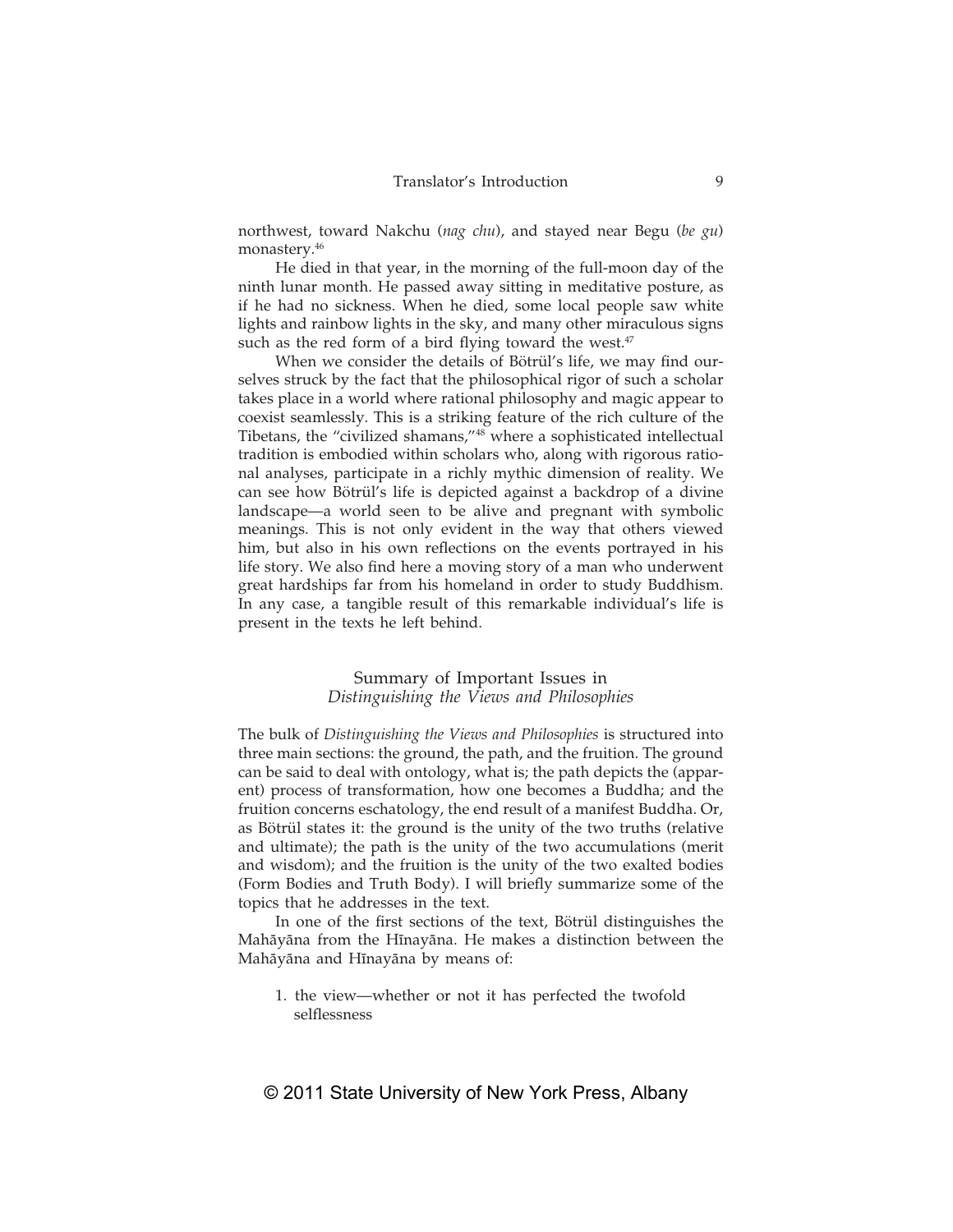northwest, toward Nakchu (*nag chu*), and stayed near Begu (*be gu*) monastery.[46]

He died in that year, in the morning of the full-moon day of the ninth lunar month. He passed away sitting in meditative posture, as if he had no sickness. When he died, some local people saw white lights and rainbow lights in the sky, and many other miraculous signs such as the red form of a bird flying toward the west.[47]

When we consider the details of Bötrül's life, we may find ourselves struck by the fact that the philosophical rigor of such a scholar takes place in a world where rational philosophy and magic appear to coexist seamlessly. This is a striking feature of the rich culture of the Tibetans, the "civilized shamans,"[48] where a sophisticated intellectual tradition is embodied within scholars who, along with rigorous rational analyses, participate in a richly mythic dimension of reality. We can see how Bötrül's life is depicted against a backdrop of a divine landscape—a world seen to be alive and pregnant with symbolic meanings. This is not only evident in the way that others viewed him, but also in his own reflections on the events portrayed in his life story. We also find here a moving story of a man who underwent great hardships far from his homeland in order to study Buddhism. In any case, a tangible result of this remarkable individual's life is present in the texts he left behind.

## Summary of Important Issues in *Distinguishing the Views and Philosophies*

The bulk of *Distinguishing the Views and Philosophies* is structured into three main sections: the ground, the path, and the fruition. The ground can be said to deal with ontology, what is; the path depicts the (apparent) process of transformation, how one becomes a Buddha; and the fruition concerns eschatology, the end result of a manifest Buddha. Or, as Bötrül states it: the ground is the unity of the two truths (relative and ultimate); the path is the unity of the two accumulations (merit and wisdom); and the fruition is the unity of the two exalted bodies (Form Bodies and Truth Body). I will briefly summarize some of the topics that he addresses in the text.

In one of the first sections of the text, Bötrül distinguishes the Mahāyāna from the Hīnayāna. He makes a distinction between the Mahāyāna and Hīnayāna by means of:

1. the view—whether or not it has perfected the twofold selflessness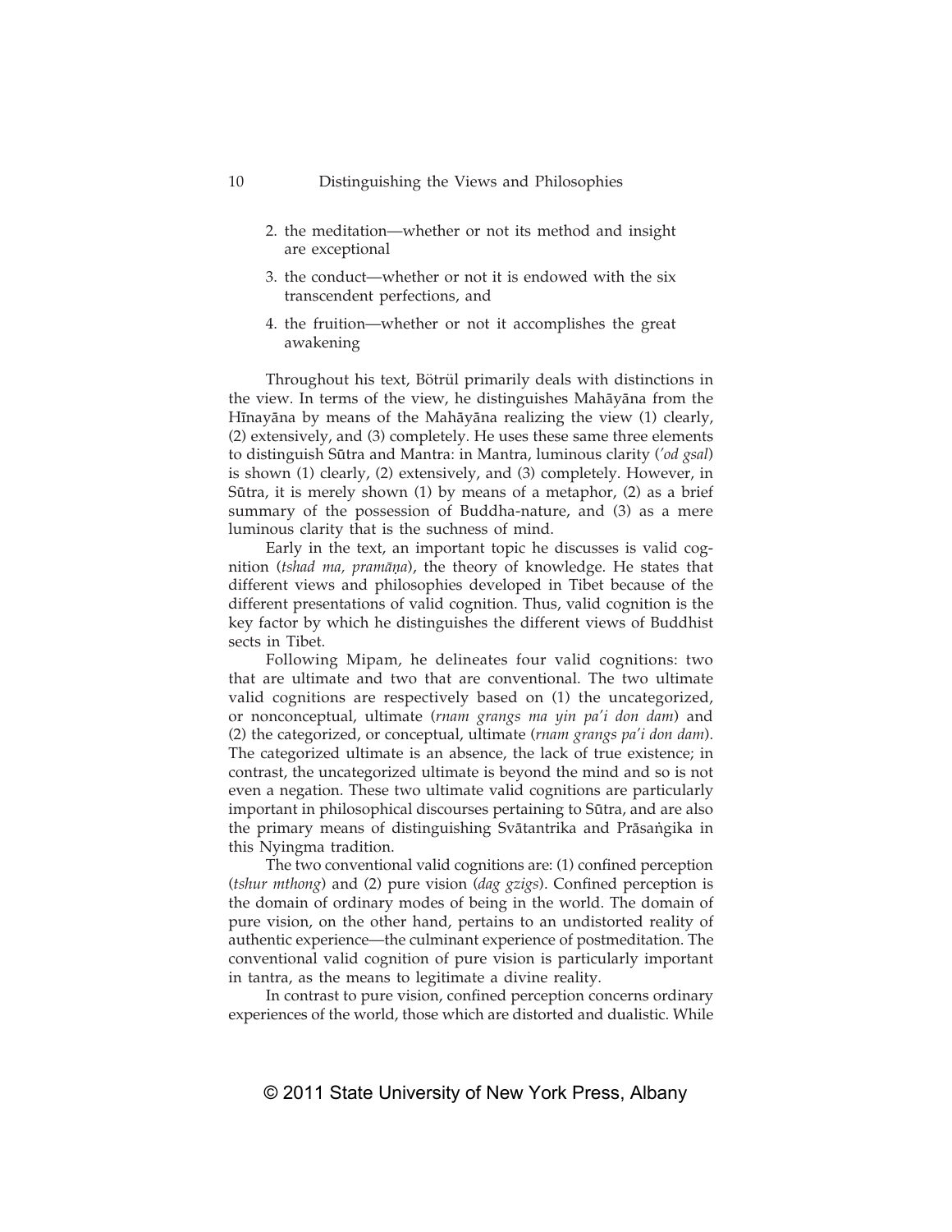2. the meditation—whether or not its method and insight are exceptional
3. the conduct—whether or not it is endowed with the six transcendent perfections, and
4. the fruition—whether or not it accomplishes the great awakening

Throughout his text, Bötrül primarily deals with distinctions in the view. In terms of the view, he distinguishes Mahāyāna from the Hīnayāna by means of the Mahāyāna realizing the view (1) clearly, (2) extensively, and (3) completely. He uses these same three elements to distinguish Sūtra and Mantra: in Mantra, luminous clarity (*'od gsal*) is shown (1) clearly, (2) extensively, and (3) completely. However, in Sūtra, it is merely shown (1) by means of a metaphor, (2) as a brief summary of the possession of Buddha-nature, and (3) as a mere luminous clarity that is the suchness of mind.

Early in the text, an important topic he discusses is valid cognition (*tshad ma, pramāṇa*), the theory of knowledge. He states that different views and philosophies developed in Tibet because of the different presentations of valid cognition. Thus, valid cognition is the key factor by which he distinguishes the different views of Buddhist sects in Tibet.

Following Mipam, he delineates four valid cognitions: two that are ultimate and two that are conventional. The two ultimate valid cognitions are respectively based on (1) the uncategorized, or nonconceptual, ultimate (*rnam grangs ma yin pa'i don dam*) and (2) the categorized, or conceptual, ultimate (*rnam grangs pa'i don dam*). The categorized ultimate is an absence, the lack of true existence; in contrast, the uncategorized ultimate is beyond the mind and so is not even a negation. These two ultimate valid cognitions are particularly important in philosophical discourses pertaining to Sūtra, and are also the primary means of distinguishing Svātantrika and Prāsaṅgika in this Nyingma tradition.

The two conventional valid cognitions are: (1) confined perception (*tshur mthong*) and (2) pure vision (*dag gzigs*). Confined perception is the domain of ordinary modes of being in the world. The domain of pure vision, on the other hand, pertains to an undistorted reality of authentic experience—the culminant experience of postmeditation. The conventional valid cognition of pure vision is particularly important in tantra, as the means to legitimate a divine reality.

In contrast to pure vision, confined perception concerns ordinary experiences of the world, those which are distorted and dualistic. While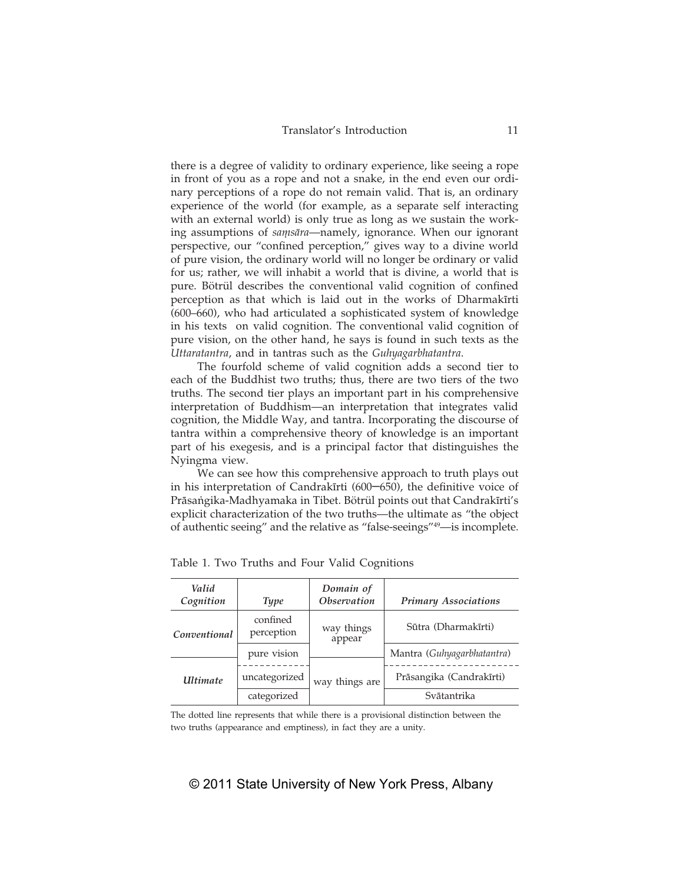there is a degree of validity to ordinary experience, like seeing a rope in front of you as a rope and not a snake, in the end even our ordinary perceptions of a rope do not remain valid. That is, an ordinary experience of the world (for example, as a separate self interacting with an external world) is only true as long as we sustain the working assumptions of *saṃsāra*—namely, ignorance. When our ignorant perspective, our "confined perception," gives way to a divine world of pure vision, the ordinary world will no longer be ordinary or valid for us; rather, we will inhabit a world that is divine, a world that is pure. Bötrül describes the conventional valid cognition of confined perception as that which is laid out in the works of Dharmakīrti (600–660), who had articulated a sophisticated system of knowledge in his texts on valid cognition. The conventional valid cognition of pure vision, on the other hand, he says is found in such texts as the *Uttaratantra*, and in tantras such as the *Guhyagarbhatantra*.

The fourfold scheme of valid cognition adds a second tier to each of the Buddhist two truths; thus, there are two tiers of the two truths. The second tier plays an important part in his comprehensive interpretation of Buddhism—an interpretation that integrates valid cognition, the Middle Way, and tantra. Incorporating the discourse of tantra within a comprehensive theory of knowledge is an important part of his exegesis, and is a principal factor that distinguishes the Nyingma view.

We can see how this comprehensive approach to truth plays out in his interpretation of Candrakīrti (600–650), the definitive voice of Prāsaṅgika-Madhyamaka in Tibet. Bötrül points out that Candrakīrti's explicit characterization of the two truths—the ultimate as "the object of authentic seeing" and the relative as "false-seeings"[49]—is incomplete.

Table 1. Two Truths and Four Valid Cognitions

| *Valid Cognition* | *Type* | *Domain of Observation* | *Primary Associations* |
|---|---|---|---|
| ***Conventional*** | confined perception | way things appear | Sūtra (Dharmakīrti) |
| | pure vision | | Mantra (*Guhyagarbhatantra*) |
| ***Ultimate*** | uncategorized | way things are | Prāsangika (Candrakīrti) |
| | categorized | | Svātantrika |

The dotted line represents that while there is a provisional distinction between the two truths (appearance and emptiness), in fact they are a unity.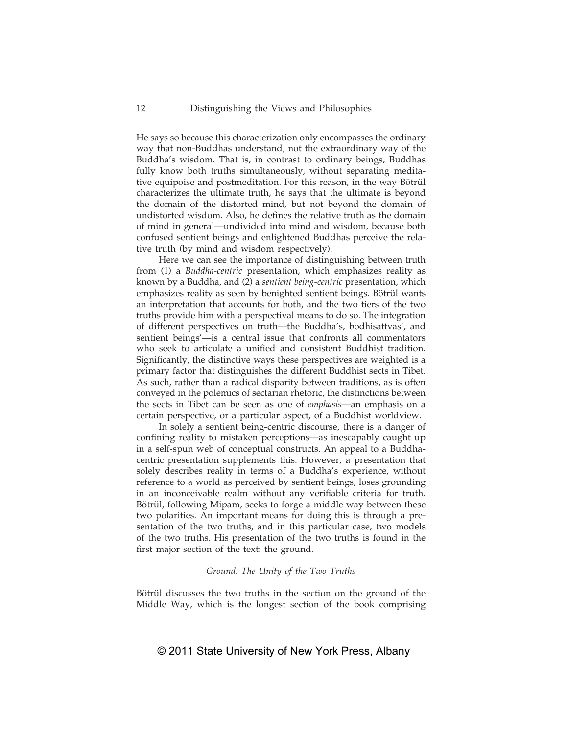He says so because this characterization only encompasses the ordinary way that non-Buddhas understand, not the extraordinary way of the Buddha's wisdom. That is, in contrast to ordinary beings, Buddhas fully know both truths simultaneously, without separating meditative equipoise and postmeditation. For this reason, in the way Bötrül characterizes the ultimate truth, he says that the ultimate is beyond the domain of the distorted mind, but not beyond the domain of undistorted wisdom. Also, he defines the relative truth as the domain of mind in general—undivided into mind and wisdom, because both confused sentient beings and enlightened Buddhas perceive the relative truth (by mind and wisdom respectively).

Here we can see the importance of distinguishing between truth from (1) a *Buddha-centric* presentation, which emphasizes reality as known by a Buddha, and (2) a *sentient being-centric* presentation, which emphasizes reality as seen by benighted sentient beings. Bötrül wants an interpretation that accounts for both, and the two tiers of the two truths provide him with a perspectival means to do so. The integration of different perspectives on truth—the Buddha's, bodhisattvas', and sentient beings'—is a central issue that confronts all commentators who seek to articulate a unified and consistent Buddhist tradition. Significantly, the distinctive ways these perspectives are weighted is a primary factor that distinguishes the different Buddhist sects in Tibet. As such, rather than a radical disparity between traditions, as is often conveyed in the polemics of sectarian rhetoric, the distinctions between the sects in Tibet can be seen as one of *emphasis*—an emphasis on a certain perspective, or a particular aspect, of a Buddhist worldview.

In solely a sentient being-centric discourse, there is a danger of confining reality to mistaken perceptions—as inescapably caught up in a self-spun web of conceptual constructs. An appeal to a Buddha-centric presentation supplements this. However, a presentation that solely describes reality in terms of a Buddha's experience, without reference to a world as perceived by sentient beings, loses grounding in an inconceivable realm without any verifiable criteria for truth. Bötrül, following Mipam, seeks to forge a middle way between these two polarities. An important means for doing this is through a presentation of the two truths, and in this particular case, two models of the two truths. His presentation of the two truths is found in the first major section of the text: the ground.

### *Ground: The Unity of the Two Truths*

Bötrül discusses the two truths in the section on the ground of the Middle Way, which is the longest section of the book comprising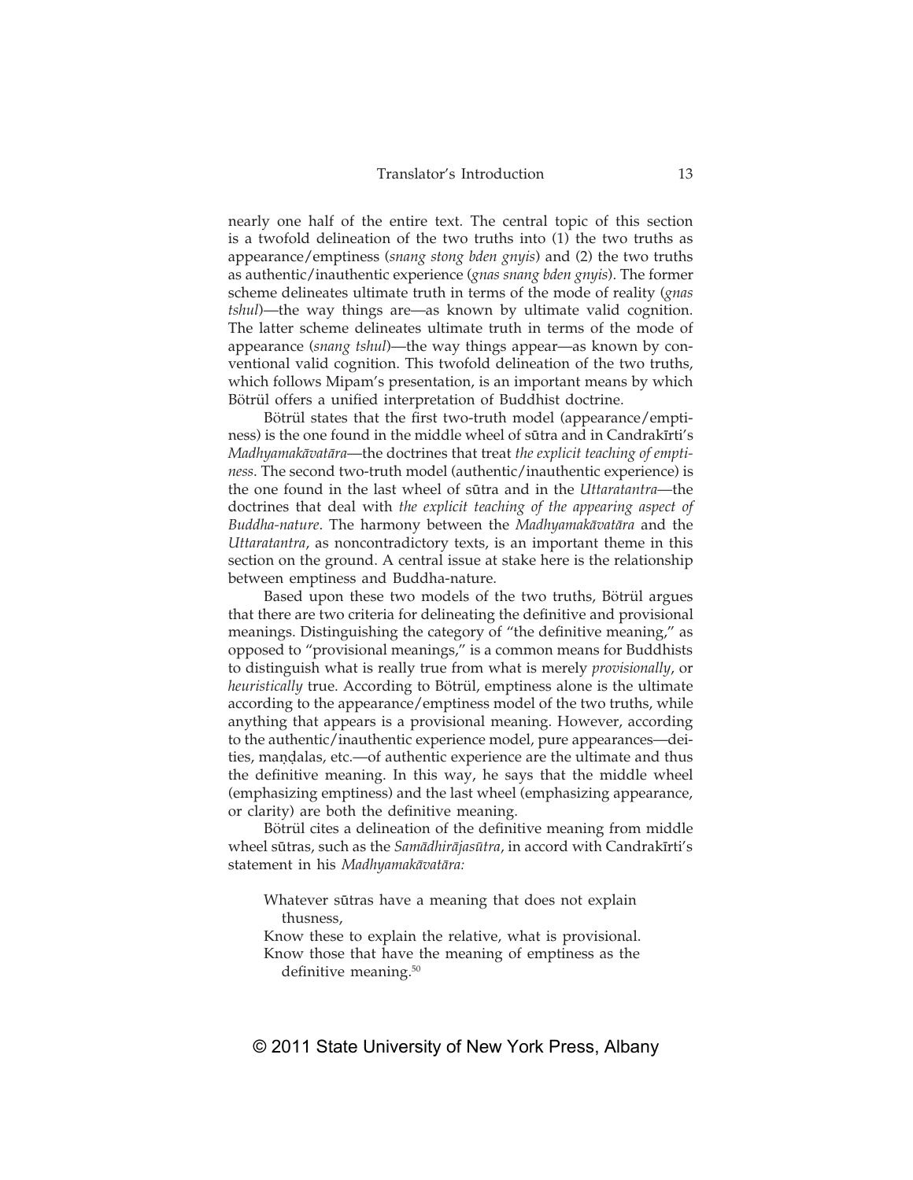nearly one half of the entire text. The central topic of this section is a twofold delineation of the two truths into (1) the two truths as appearance/emptiness (*snang stong bden gnyis*) and (2) the two truths as authentic/inauthentic experience (*gnas snang bden gnyis*). The former scheme delineates ultimate truth in terms of the mode of reality (*gnas tshul*)—the way things are—as known by ultimate valid cognition. The latter scheme delineates ultimate truth in terms of the mode of appearance (*snang tshul*)—the way things appear—as known by conventional valid cognition. This twofold delineation of the two truths, which follows Mipam's presentation, is an important means by which Bötrül offers a unified interpretation of Buddhist doctrine.

Bötrül states that the first two-truth model (appearance/emptiness) is the one found in the middle wheel of sūtra and in Candrakīrti's *Madhyamakāvatāra*—the doctrines that treat *the explicit teaching of emptiness*. The second two-truth model (authentic/inauthentic experience) is the one found in the last wheel of sūtra and in the *Uttaratantra*—the doctrines that deal with *the explicit teaching of the appearing aspect of Buddha-nature*. The harmony between the *Madhyamakāvatāra* and the *Uttaratantra*, as noncontradictory texts, is an important theme in this section on the ground. A central issue at stake here is the relationship between emptiness and Buddha-nature.

Based upon these two models of the two truths, Bötrül argues that there are two criteria for delineating the definitive and provisional meanings. Distinguishing the category of "the definitive meaning," as opposed to "provisional meanings," is a common means for Buddhists to distinguish what is really true from what is merely *provisionally*, or *heuristically* true. According to Bötrül, emptiness alone is the ultimate according to the appearance/emptiness model of the two truths, while anything that appears is a provisional meaning. However, according to the authentic/inauthentic experience model, pure appearances—deities, maṇḍalas, etc.—of authentic experience are the ultimate and thus the definitive meaning. In this way, he says that the middle wheel (emphasizing emptiness) and the last wheel (emphasizing appearance, or clarity) are both the definitive meaning.

Bötrül cites a delineation of the definitive meaning from middle wheel sūtras, such as the *Samādhirājasūtra*, in accord with Candrakīrti's statement in his *Madhyamakāvatāra:*

> Whatever sūtras have a meaning that does not explain thusness,
> Know these to explain the relative, what is provisional.
> Know those that have the meaning of emptiness as the definitive meaning.[50]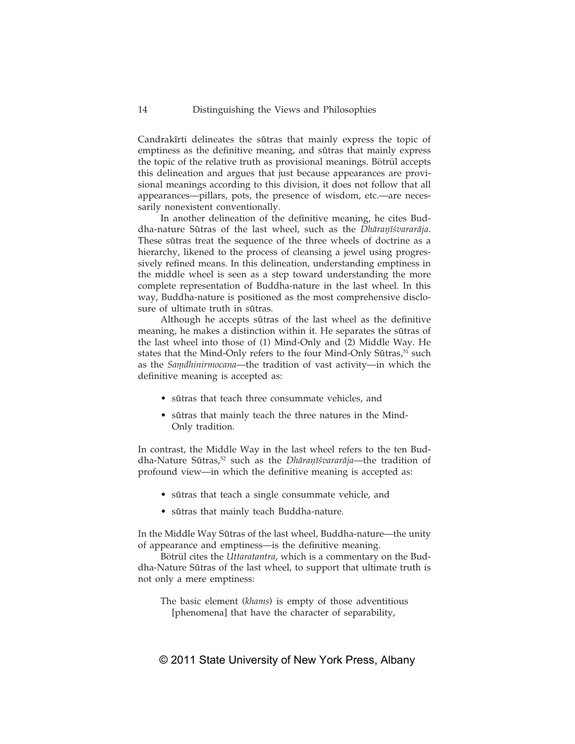Candrakīrti delineates the sūtras that mainly express the topic of emptiness as the definitive meaning, and sūtras that mainly express the topic of the relative truth as provisional meanings. Bötrül accepts this delineation and argues that just because appearances are provisional meanings according to this division, it does not follow that all appearances—pillars, pots, the presence of wisdom, etc.—are necessarily nonexistent conventionally.

In another delineation of the definitive meaning, he cites Buddha-nature Sūtras of the last wheel, such as the *Dhāraṇīśvararāja*. These sūtras treat the sequence of the three wheels of doctrine as a hierarchy, likened to the process of cleansing a jewel using progressively refined means. In this delineation, understanding emptiness in the middle wheel is seen as a step toward understanding the more complete representation of Buddha-nature in the last wheel. In this way, Buddha-nature is positioned as the most comprehensive disclosure of ultimate truth in sūtras.

Although he accepts sūtras of the last wheel as the definitive meaning, he makes a distinction within it. He separates the sūtras of the last wheel into those of (1) Mind-Only and (2) Middle Way. He states that the Mind-Only refers to the four Mind-Only Sūtras,[51] such as the *Saṃdhinirmocana*—the tradition of vast activity—in which the definitive meaning is accepted as:

- sūtras that teach three consummate vehicles, and
- sūtras that mainly teach the three natures in the Mind-Only tradition.

In contrast, the Middle Way in the last wheel refers to the ten Buddha-Nature Sūtras,[52] such as the *Dhāraṇīśvararāja*—the tradition of profound view—in which the definitive meaning is accepted as:

- sūtras that teach a single consummate vehicle, and
- sūtras that mainly teach Buddha-nature.

In the Middle Way Sūtras of the last wheel, Buddha-nature—the unity of appearance and emptiness—is the definitive meaning.

Bötrül cites the *Uttaratantra*, which is a commentary on the Buddha-Nature Sūtras of the last wheel, to support that ultimate truth is not only a mere emptiness:

> The basic element (*khams*) is empty of those adventitious
> [phenomena] that have the character of separability,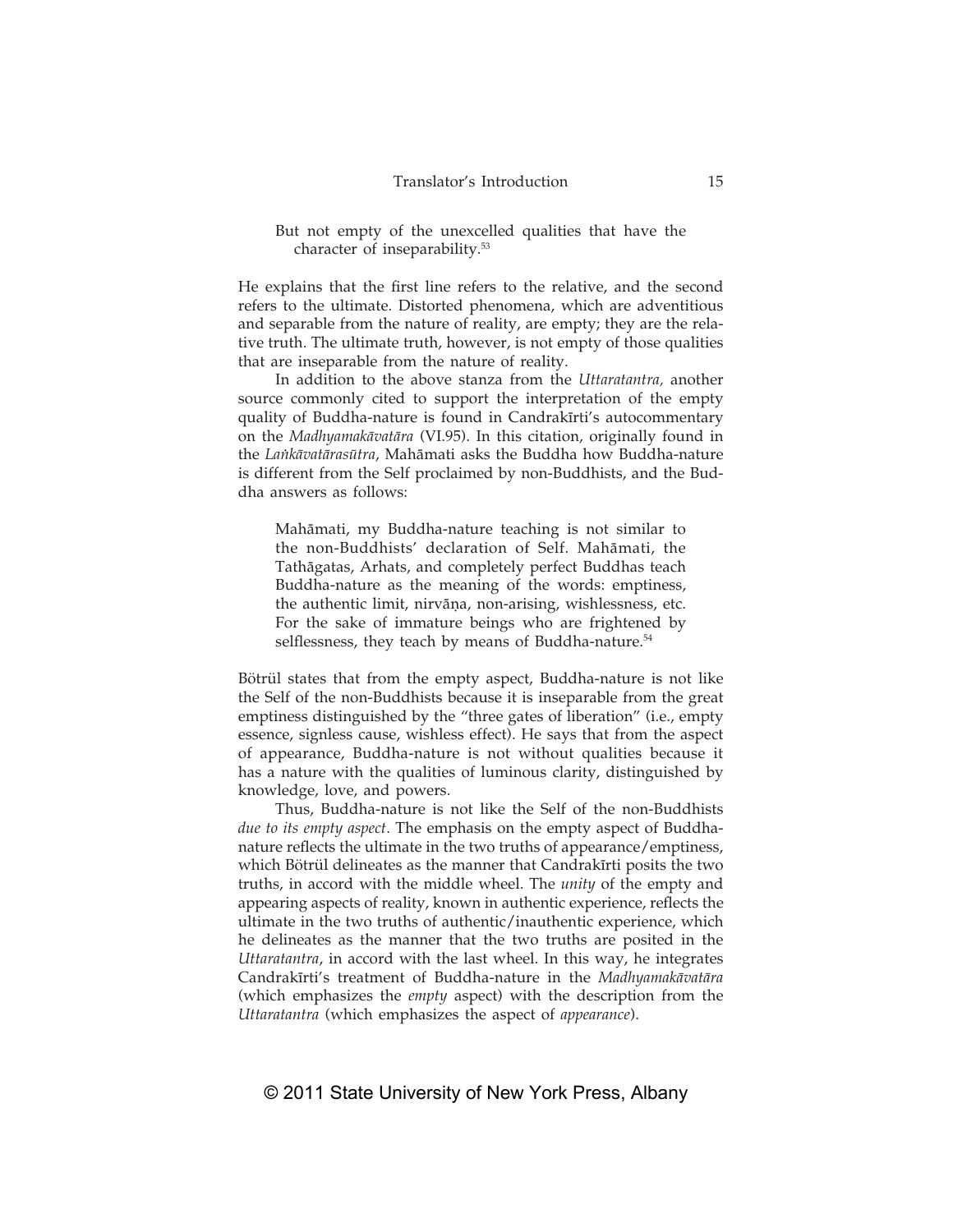> But not empty of the unexcelled qualities that have the character of inseparability.[53]

He explains that the first line refers to the relative, and the second refers to the ultimate. Distorted phenomena, which are adventitious and separable from the nature of reality, are empty; they are the relative truth. The ultimate truth, however, is not empty of those qualities that are inseparable from the nature of reality.

In addition to the above stanza from the *Uttaratantra,* another source commonly cited to support the interpretation of the empty quality of Buddha-nature is found in Candrakīrti's autocommentary on the *Madhyamakāvatāra* (VI.95). In this citation, originally found in the *Laṅkāvatārasūtra*, Mahāmati asks the Buddha how Buddha-nature is different from the Self proclaimed by non-Buddhists, and the Buddha answers as follows:

> Mahāmati, my Buddha-nature teaching is not similar to the non-Buddhists' declaration of Self. Mahāmati, the Tathāgatas, Arhats, and completely perfect Buddhas teach Buddha-nature as the meaning of the words: emptiness, the authentic limit, nirvāṇa, non-arising, wishlessness, etc. For the sake of immature beings who are frightened by selflessness, they teach by means of Buddha-nature.[54]

Bötrül states that from the empty aspect, Buddha-nature is not like the Self of the non-Buddhists because it is inseparable from the great emptiness distinguished by the "three gates of liberation" (i.e., empty essence, signless cause, wishless effect). He says that from the aspect of appearance, Buddha-nature is not without qualities because it has a nature with the qualities of luminous clarity, distinguished by knowledge, love, and powers.

Thus, Buddha-nature is not like the Self of the non-Buddhists *due to its empty aspect*. The emphasis on the empty aspect of Buddha-nature reflects the ultimate in the two truths of appearance/emptiness, which Bötrül delineates as the manner that Candrakīrti posits the two truths, in accord with the middle wheel. The *unity* of the empty and appearing aspects of reality, known in authentic experience, reflects the ultimate in the two truths of authentic/inauthentic experience, which he delineates as the manner that the two truths are posited in the *Uttaratantra*, in accord with the last wheel. In this way, he integrates Candrakīrti's treatment of Buddha-nature in the *Madhyamakāvatāra* (which emphasizes the *empty* aspect) with the description from the *Uttaratantra* (which emphasizes the aspect of *appearance*).

© 2011 State University of New York Press, Albany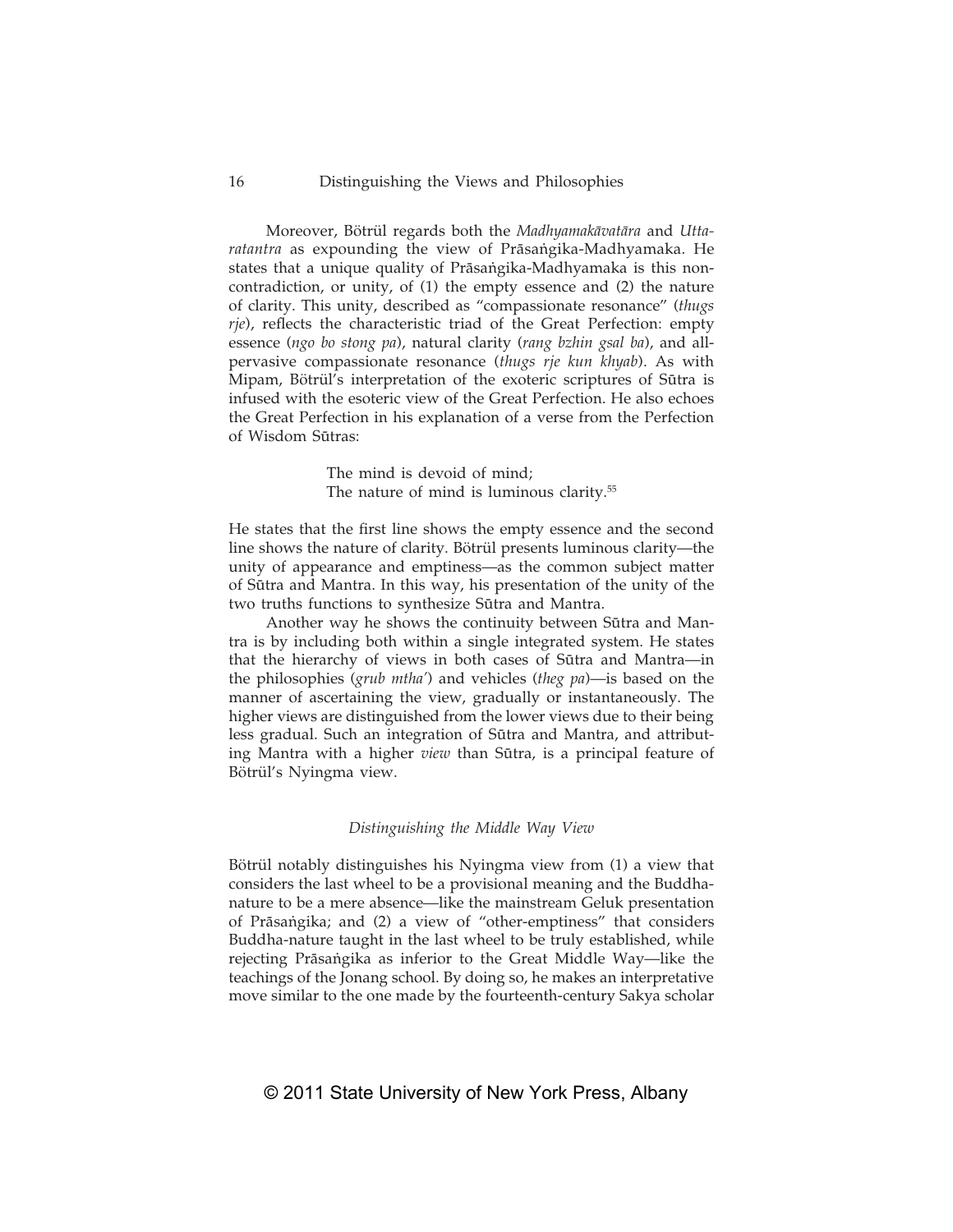Moreover, Bötrül regards both the *Madhyamakāvatāra* and *Uttaratantra* as expounding the view of Prāsaṅgika-Madhyamaka. He states that a unique quality of Prāsaṅgika-Madhyamaka is this noncontradiction, or unity, of (1) the empty essence and (2) the nature of clarity. This unity, described as "compassionate resonance" (*thugs rje*), reflects the characteristic triad of the Great Perfection: empty essence (*ngo bo stong pa*), natural clarity (*rang bzhin gsal ba*), and all-pervasive compassionate resonance (*thugs rje kun khyab*). As with Mipam, Bötrül's interpretation of the exoteric scriptures of Sūtra is infused with the esoteric view of the Great Perfection. He also echoes the Great Perfection in his explanation of a verse from the Perfection of Wisdom Sūtras:

> The mind is devoid of mind;
> The nature of mind is luminous clarity.[55]

He states that the first line shows the empty essence and the second line shows the nature of clarity. Bötrül presents luminous clarity—the unity of appearance and emptiness—as the common subject matter of Sūtra and Mantra. In this way, his presentation of the unity of the two truths functions to synthesize Sūtra and Mantra.

Another way he shows the continuity between Sūtra and Mantra is by including both within a single integrated system. He states that the hierarchy of views in both cases of Sūtra and Mantra—in the philosophies (*grub mtha'*) and vehicles (*theg pa*)—is based on the manner of ascertaining the view, gradually or instantaneously. The higher views are distinguished from the lower views due to their being less gradual. Such an integration of Sūtra and Mantra, and attributing Mantra with a higher *view* than Sūtra, is a principal feature of Bötrül's Nyingma view.

### *Distinguishing the Middle Way View*

Bötrül notably distinguishes his Nyingma view from (1) a view that considers the last wheel to be a provisional meaning and the Buddha-nature to be a mere absence—like the mainstream Geluk presentation of Prāsaṅgika; and (2) a view of "other-emptiness" that considers Buddha-nature taught in the last wheel to be truly established, while rejecting Prāsaṅgika as inferior to the Great Middle Way—like the teachings of the Jonang school. By doing so, he makes an interpretative move similar to the one made by the fourteenth-century Sakya scholar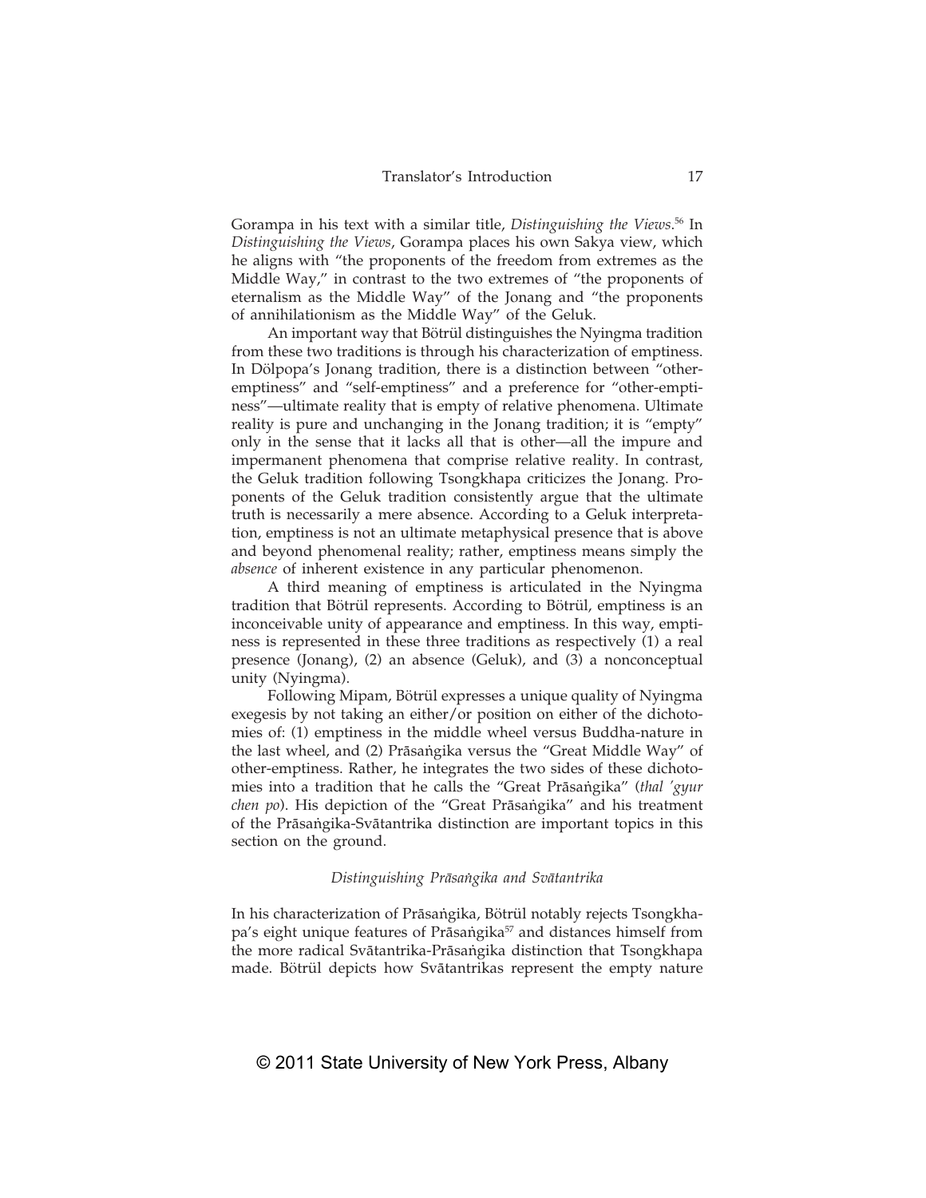Gorampa in his text with a similar title, *Distinguishing the Views*.[56] In *Distinguishing the Views*, Gorampa places his own Sakya view, which he aligns with "the proponents of the freedom from extremes as the Middle Way," in contrast to the two extremes of "the proponents of eternalism as the Middle Way" of the Jonang and "the proponents of annihilationism as the Middle Way" of the Geluk.

An important way that Bötrül distinguishes the Nyingma tradition from these two traditions is through his characterization of emptiness. In Dölpopa's Jonang tradition, there is a distinction between "other-emptiness" and "self-emptiness" and a preference for "other-emptiness"—ultimate reality that is empty of relative phenomena. Ultimate reality is pure and unchanging in the Jonang tradition; it is "empty" only in the sense that it lacks all that is other—all the impure and impermanent phenomena that comprise relative reality. In contrast, the Geluk tradition following Tsongkhapa criticizes the Jonang. Proponents of the Geluk tradition consistently argue that the ultimate truth is necessarily a mere absence. According to a Geluk interpretation, emptiness is not an ultimate metaphysical presence that is above and beyond phenomenal reality; rather, emptiness means simply the *absence* of inherent existence in any particular phenomenon.

A third meaning of emptiness is articulated in the Nyingma tradition that Bötrül represents. According to Bötrül, emptiness is an inconceivable unity of appearance and emptiness. In this way, emptiness is represented in these three traditions as respectively (1) a real presence (Jonang), (2) an absence (Geluk), and (3) a nonconceptual unity (Nyingma).

Following Mipam, Bötrül expresses a unique quality of Nyingma exegesis by not taking an either/or position on either of the dichotomies of: (1) emptiness in the middle wheel versus Buddha-nature in the last wheel, and (2) Prāsaṅgika versus the "Great Middle Way" of other-emptiness. Rather, he integrates the two sides of these dichotomies into a tradition that he calls the "Great Prāsaṅgika" (*thal 'gyur chen po*). His depiction of the "Great Prāsaṅgika" and his treatment of the Prāsaṅgika-Svātantrika distinction are important topics in this section on the ground.

### *Distinguishing Prāsaṅgika and Svātantrika*

In his characterization of Prāsaṅgika, Bötrül notably rejects Tsongkhapa's eight unique features of Prāsaṅgika[57] and distances himself from the more radical Svātantrika-Prāsaṅgika distinction that Tsongkhapa made. Bötrül depicts how Svātantrikas represent the empty nature

© 2011 State University of New York Press, Albany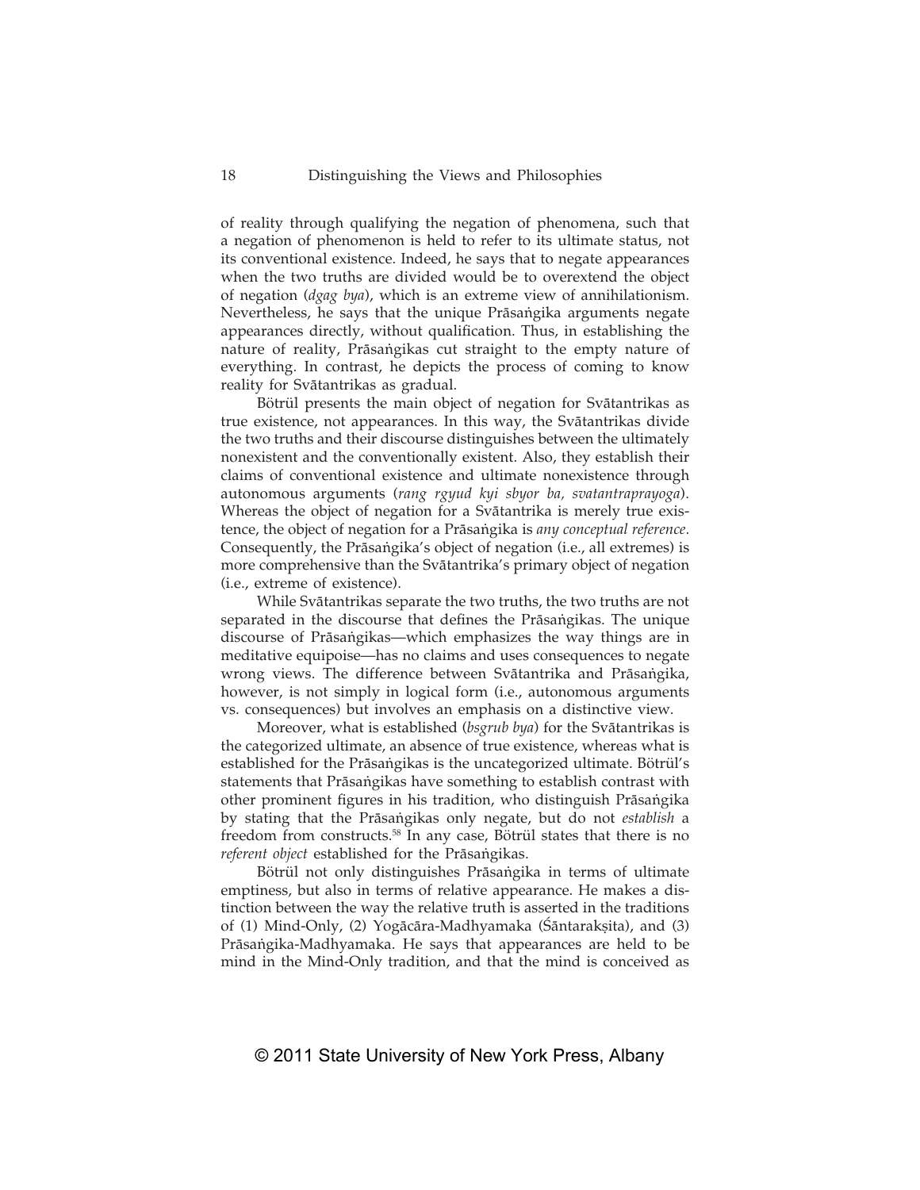of reality through qualifying the negation of phenomena, such that a negation of phenomenon is held to refer to its ultimate status, not its conventional existence. Indeed, he says that to negate appearances when the two truths are divided would be to overextend the object of negation (*dgag bya*), which is an extreme view of annihilationism. Nevertheless, he says that the unique Prāsaṅgika arguments negate appearances directly, without qualification. Thus, in establishing the nature of reality, Prāsaṅgikas cut straight to the empty nature of everything. In contrast, he depicts the process of coming to know reality for Svātantrikas as gradual.

Bötrül presents the main object of negation for Svātantrikas as true existence, not appearances. In this way, the Svātantrikas divide the two truths and their discourse distinguishes between the ultimately nonexistent and the conventionally existent. Also, they establish their claims of conventional existence and ultimate nonexistence through autonomous arguments (*rang rgyud kyi sbyor ba, svatantraprayoga*). Whereas the object of negation for a Svātantrika is merely true existence, the object of negation for a Prāsaṅgika is *any conceptual reference*. Consequently, the Prāsaṅgika's object of negation (i.e., all extremes) is more comprehensive than the Svātantrika's primary object of negation (i.e., extreme of existence).

While Svātantrikas separate the two truths, the two truths are not separated in the discourse that defines the Prāsaṅgikas. The unique discourse of Prāsaṅgikas—which emphasizes the way things are in meditative equipoise—has no claims and uses consequences to negate wrong views. The difference between Svātantrika and Prāsaṅgika, however, is not simply in logical form (i.e., autonomous arguments vs. consequences) but involves an emphasis on a distinctive view.

Moreover, what is established (*bsgrub bya*) for the Svātantrikas is the categorized ultimate, an absence of true existence, whereas what is established for the Prāsaṅgikas is the uncategorized ultimate. Bötrül's statements that Prāsaṅgikas have something to establish contrast with other prominent figures in his tradition, who distinguish Prāsaṅgika by stating that the Prāsaṅgikas only negate, but do not *establish* a freedom from constructs.[58] In any case, Bötrül states that there is no *referent object* established for the Prāsaṅgikas.

Bötrül not only distinguishes Prāsaṅgika in terms of ultimate emptiness, but also in terms of relative appearance. He makes a distinction between the way the relative truth is asserted in the traditions of (1) Mind-Only, (2) Yogācāra-Madhyamaka (Śāntarakṣita), and (3) Prāsaṅgika-Madhyamaka. He says that appearances are held to be mind in the Mind-Only tradition, and that the mind is conceived as

© 2011 State University of New York Press, Albany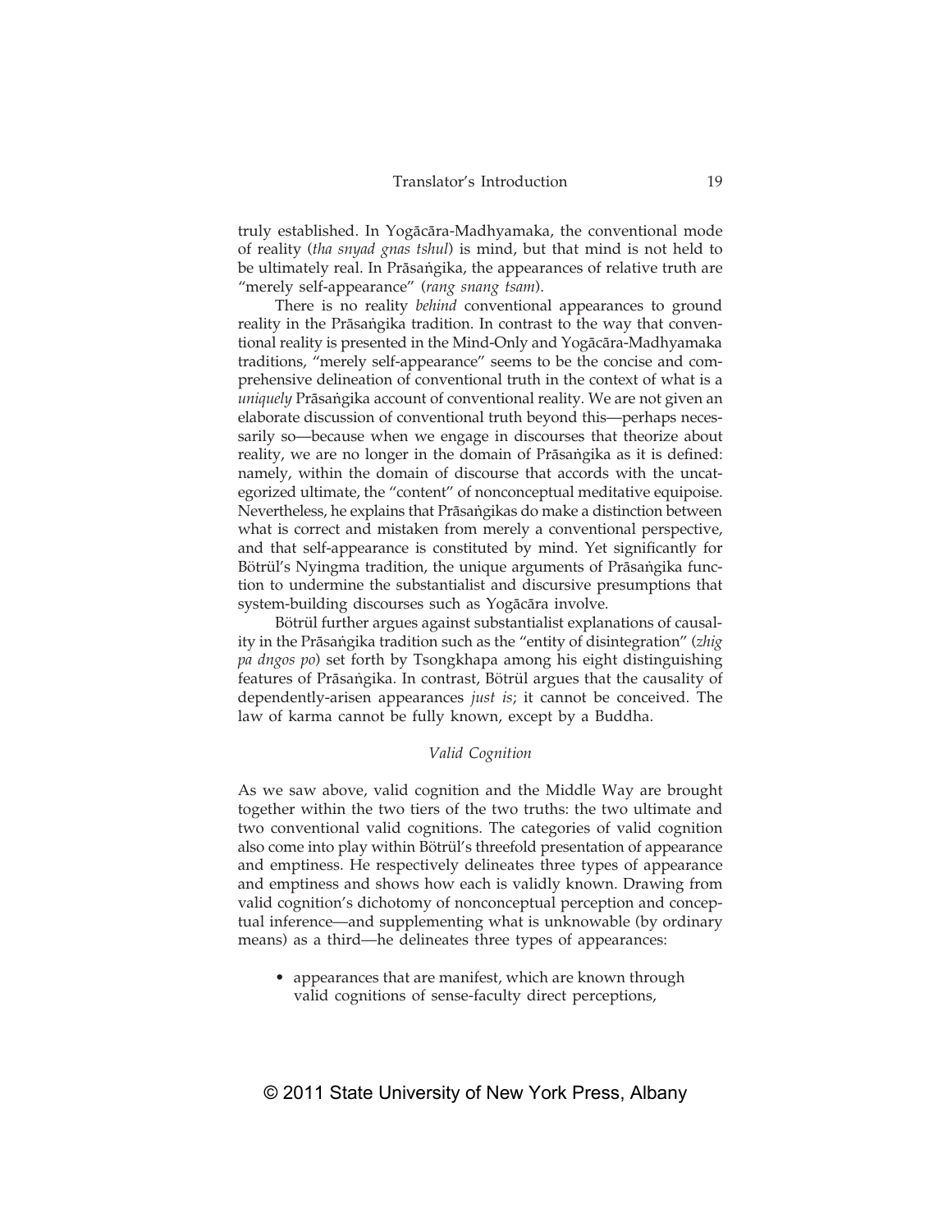truly established. In Yogācāra-Madhyamaka, the conventional mode of reality (*tha snyad gnas tshul*) is mind, but that mind is not held to be ultimately real. In Prāsaṅgika, the appearances of relative truth are "merely self-appearance" (*rang snang tsam*).

There is no reality *behind* conventional appearances to ground reality in the Prāsaṅgika tradition. In contrast to the way that conventional reality is presented in the Mind-Only and Yogācāra-Madhyamaka traditions, "merely self-appearance" seems to be the concise and comprehensive delineation of conventional truth in the context of what is a *uniquely* Prāsaṅgika account of conventional reality. We are not given an elaborate discussion of conventional truth beyond this—perhaps necessarily so—because when we engage in discourses that theorize about reality, we are no longer in the domain of Prāsaṅgika as it is defined: namely, within the domain of discourse that accords with the uncategorized ultimate, the "content" of nonconceptual meditative equipoise. Nevertheless, he explains that Prāsaṅgikas do make a distinction between what is correct and mistaken from merely a conventional perspective, and that self-appearance is constituted by mind. Yet significantly for Bötrül's Nyingma tradition, the unique arguments of Prāsaṅgika function to undermine the substantialist and discursive presumptions that system-building discourses such as Yogācāra involve.

Bötrül further argues against substantialist explanations of causality in the Prāsaṅgika tradition such as the "entity of disintegration" (*zhig pa dngos po*) set forth by Tsongkhapa among his eight distinguishing features of Prāsaṅgika. In contrast, Bötrül argues that the causality of dependently-arisen appearances *just is*; it cannot be conceived. The law of karma cannot be fully known, except by a Buddha.

### *Valid Cognition*

As we saw above, valid cognition and the Middle Way are brought together within the two tiers of the two truths: the two ultimate and two conventional valid cognitions. The categories of valid cognition also come into play within Bötrül's threefold presentation of appearance and emptiness. He respectively delineates three types of appearance and emptiness and shows how each is validly known. Drawing from valid cognition's dichotomy of nonconceptual perception and conceptual inference—and supplementing what is unknowable (by ordinary means) as a third—he delineates three types of appearances:

- appearances that are manifest, which are known through valid cognitions of sense-faculty direct perceptions,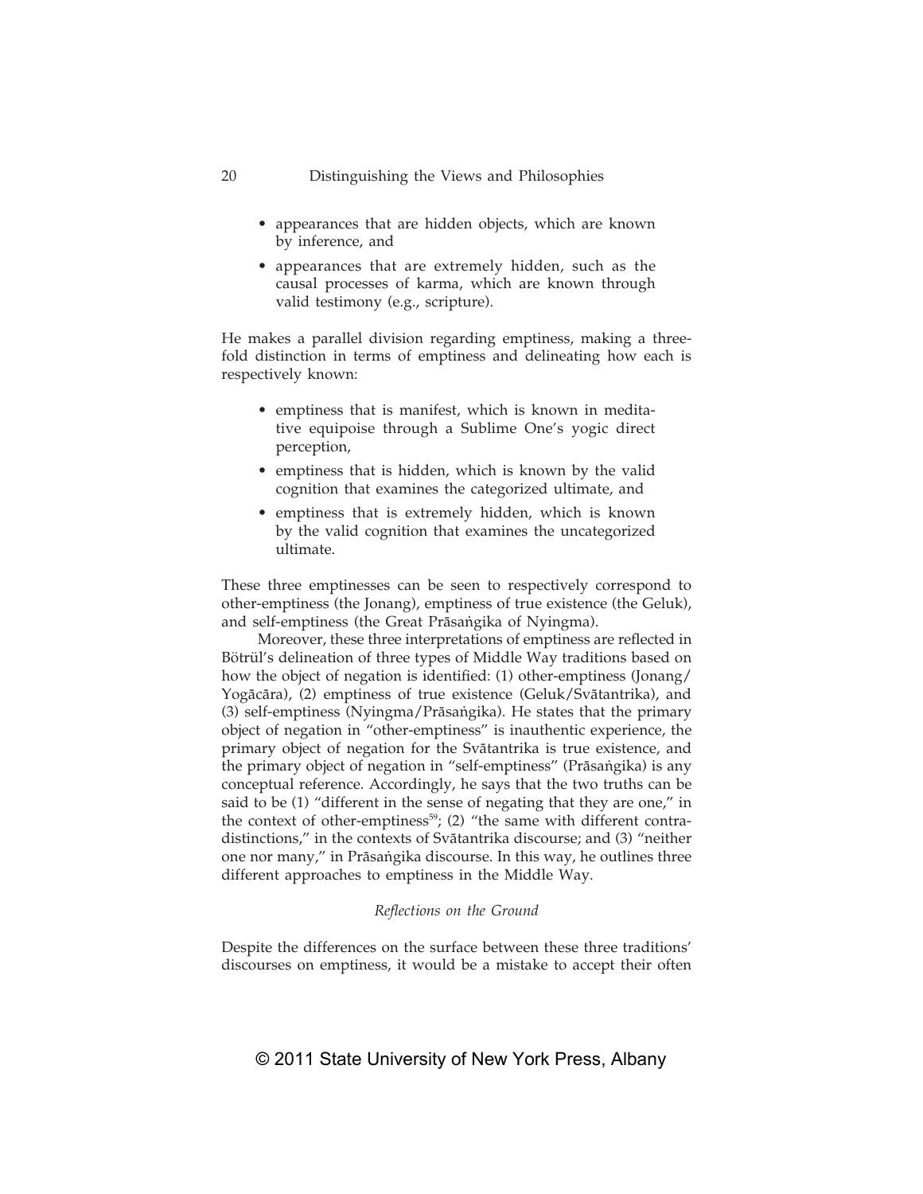- appearances that are hidden objects, which are known by inference, and
- appearances that are extremely hidden, such as the causal processes of karma, which are known through valid testimony (e.g., scripture).

He makes a parallel division regarding emptiness, making a threefold distinction in terms of emptiness and delineating how each is respectively known:

- emptiness that is manifest, which is known in meditative equipoise through a Sublime One's yogic direct perception,
- emptiness that is hidden, which is known by the valid cognition that examines the categorized ultimate, and
- emptiness that is extremely hidden, which is known by the valid cognition that examines the uncategorized ultimate.

These three emptinesses can be seen to respectively correspond to other-emptiness (the Jonang), emptiness of true existence (the Geluk), and self-emptiness (the Great Prāsaṅgika of Nyingma).

Moreover, these three interpretations of emptiness are reflected in Bötrül's delineation of three types of Middle Way traditions based on how the object of negation is identified: (1) other-emptiness (Jonang/Yogācāra), (2) emptiness of true existence (Geluk/Svātantrika), and (3) self-emptiness (Nyingma/Prāsaṅgika). He states that the primary object of negation in "other-emptiness" is inauthentic experience, the primary object of negation for the Svātantrika is true existence, and the primary object of negation in "self-emptiness" (Prāsaṅgika) is any conceptual reference. Accordingly, he says that the two truths can be said to be (1) "different in the sense of negating that they are one," in the context of other-emptiness[59]; (2) "the same with different contra-distinctions," in the contexts of Svātantrika discourse; and (3) "neither one nor many," in Prāsaṅgika discourse. In this way, he outlines three different approaches to emptiness in the Middle Way.

### *Reflections on the Ground*

Despite the differences on the surface between these three traditions' discourses on emptiness, it would be a mistake to accept their often